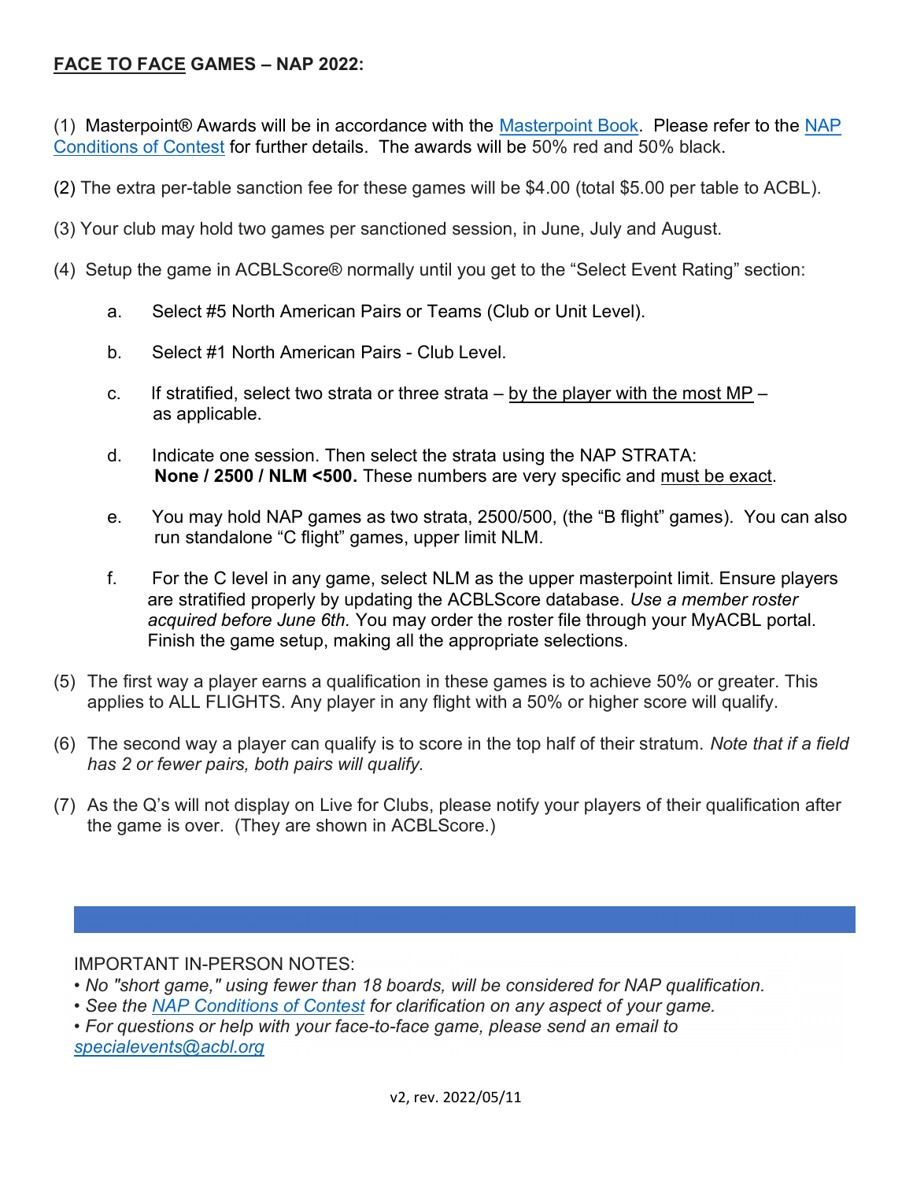## <u>FACE TO FACE</u> GAMES – NAP 2022:

(1) Masterpoint® Awards will be in accordance with the [Masterpoint Book](). Please refer to the [NAP Conditions of Contest]() for further details. The awards will be 50% red and 50% black.

(2) The extra per-table sanction fee for these games will be $4.00 (total $5.00 per table to ACBL).

(3) Your club may hold two games per sanctioned session, in June, July and August.

(4) Setup the game in ACBLScore® normally until you get to the "Select Event Rating" section:

   a. Select #5 North American Pairs or Teams (Club or Unit Level).

   b. Select #1 North American Pairs - Club Level.

   c. If stratified, select two strata or three strata – <u>by the player with the most MP</u> – as applicable.

   d. Indicate one session. Then select the strata using the NAP STRATA: **None / 2500 / NLM <500.** These numbers are very specific and <u>must be exact</u>.

   e. You may hold NAP games as two strata, 2500/500, (the "B flight" games). You can also run standalone "C flight" games, upper limit NLM.

   f. For the C level in any game, select NLM as the upper masterpoint limit. Ensure players are stratified properly by updating the ACBLScore database. *Use a member roster acquired before June 6th.* You may order the roster file through your MyACBL portal. Finish the game setup, making all the appropriate selections.

(5) The first way a player earns a qualification in these games is to achieve 50% or greater. This applies to ALL FLIGHTS. Any player in any flight with a 50% or higher score will qualify.

(6) The second way a player can qualify is to score in the top half of their stratum. *Note that if a field has 2 or fewer pairs, both pairs will qualify.*

(7) As the Q's will not display on Live for Clubs, please notify your players of their qualification after the game is over. (They are shown in ACBLScore.)

---

IMPORTANT IN-PERSON NOTES:

- *No "short game," using fewer than 18 boards, will be considered for NAP qualification.*
- *See the [NAP Conditions of Contest]() for clarification on any aspect of your game.*
- *For questions or help with your face-to-face game, please send an email to [specialevents@acbl.org]()*

v2, rev. 2022/05/11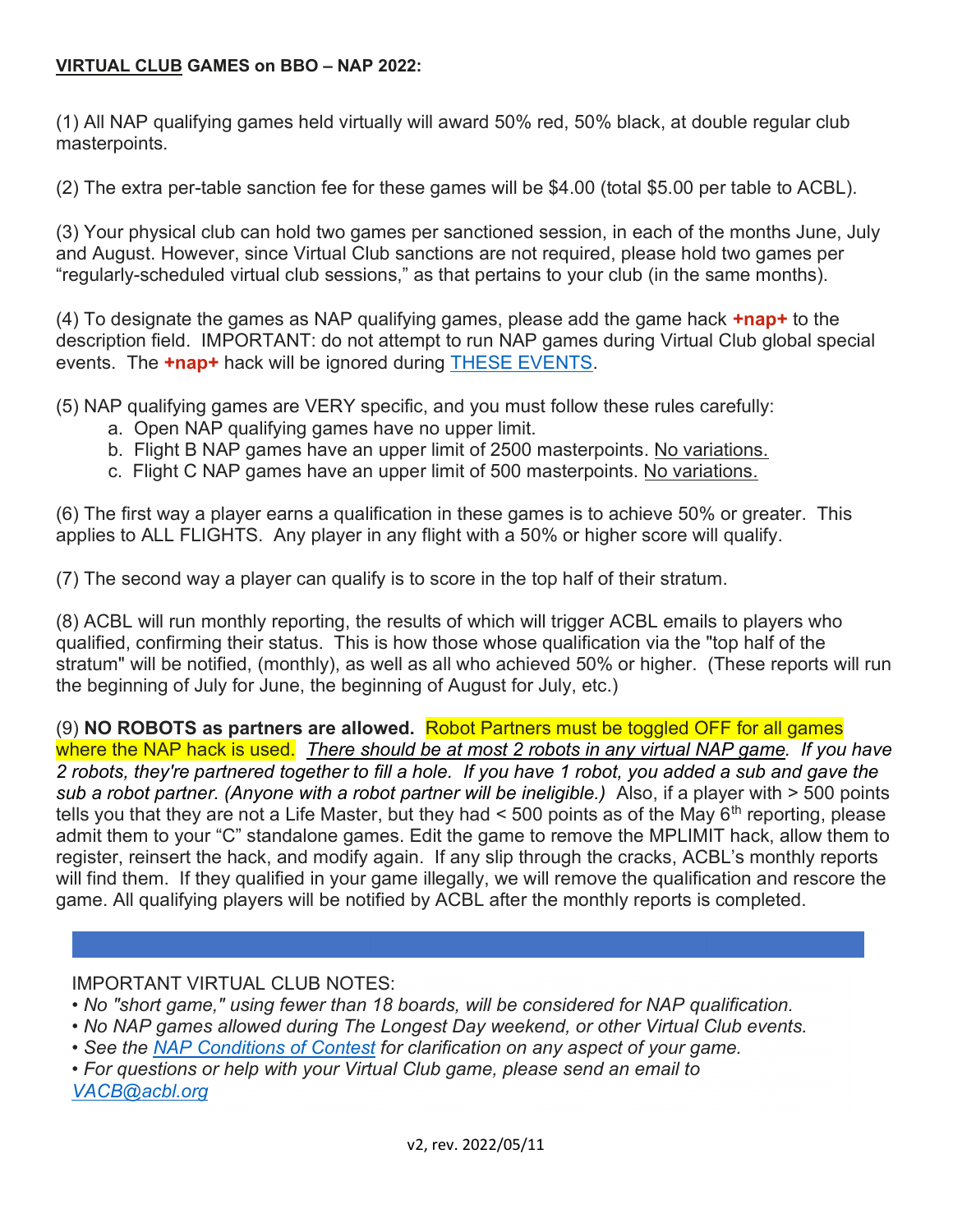**<u>VIRTUAL CLUB</u> GAMES on BBO – NAP 2022:**

(1) All NAP qualifying games held virtually will award 50% red, 50% black, at double regular club masterpoints.

(2) The extra per-table sanction fee for these games will be $4.00 (total $5.00 per table to ACBL).

(3) Your physical club can hold two games per sanctioned session, in each of the months June, July and August. However, since Virtual Club sanctions are not required, please hold two games per "regularly-scheduled virtual club sessions," as that pertains to your club (in the same months).

(4) To designate the games as NAP qualifying games, please add the game hack **+nap+** to the description field. IMPORTANT: do not attempt to run NAP games during Virtual Club global special events. The **+nap+** hack will be ignored during [THESE EVENTS](#).

(5) NAP qualifying games are VERY specific, and you must follow these rules carefully:

a. Open NAP qualifying games have no upper limit.
b. Flight B NAP games have an upper limit of 2500 masterpoints. <u>No variations.</u>
c. Flight C NAP games have an upper limit of 500 masterpoints. <u>No variations.</u>

(6) The first way a player earns a qualification in these games is to achieve 50% or greater. This applies to ALL FLIGHTS. Any player in any flight with a 50% or higher score will qualify.

(7) The second way a player can qualify is to score in the top half of their stratum.

(8) ACBL will run monthly reporting, the results of which will trigger ACBL emails to players who qualified, confirming their status. This is how those whose qualification via the "top half of the stratum" will be notified, (monthly), as well as all who achieved 50% or higher. (These reports will run the beginning of July for June, the beginning of August for July, etc.)

(9) **NO ROBOTS as partners are allowed.** Robot Partners must be toggled OFF for all games where the NAP hack is used. *<u>There should be at most 2 robots in any virtual NAP game</u>. If you have 2 robots, they're partnered together to fill a hole. If you have 1 robot, you added a sub and gave the sub a robot partner. (Anyone with a robot partner will be ineligible.)* Also, if a player with > 500 points tells you that they are not a Life Master, but they had < 500 points as of the May 6th reporting, please admit them to your "C" standalone games. Edit the game to remove the MPLIMIT hack, allow them to register, reinsert the hack, and modify again. If any slip through the cracks, ACBL's monthly reports will find them. If they qualified in your game illegally, we will remove the qualification and rescore the game. All qualifying players will be notified by ACBL after the monthly reports is completed.

---

IMPORTANT VIRTUAL CLUB NOTES:

- *No "short game," using fewer than 18 boards, will be considered for NAP qualification.*
- *No NAP games allowed during The Longest Day weekend, or other Virtual Club events.*
- *See the [NAP Conditions of Contest](#) for clarification on any aspect of your game.*
- *For questions or help with your Virtual Club game, please send an email to [VACB@acbl.org](mailto:VACB@acbl.org)*

v2, rev. 2022/05/11